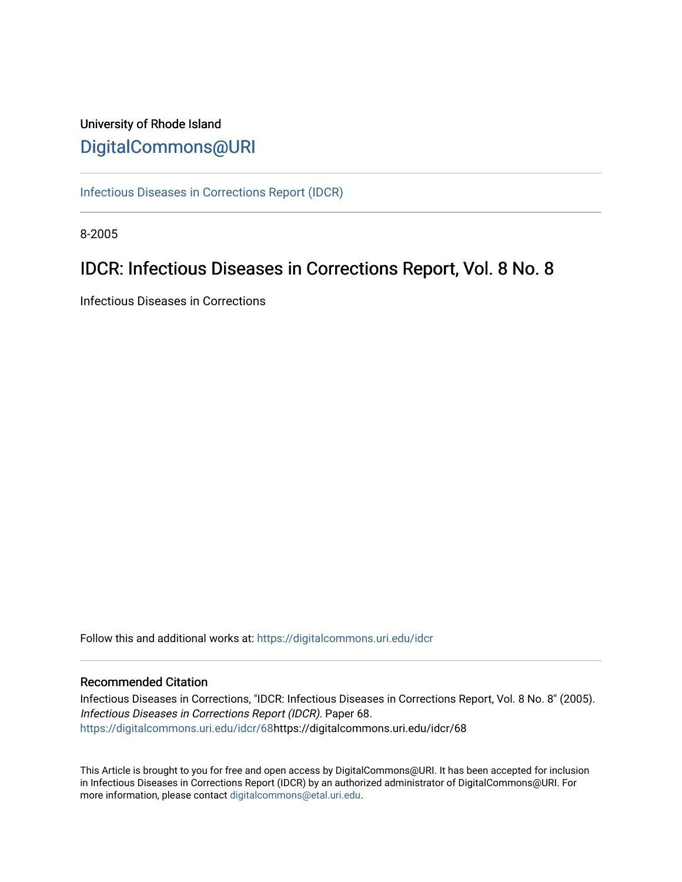University of Rhode Island

# DigitalCommons@URI

Infectious Diseases in Corrections Report (IDCR)

8-2005

## IDCR: Infectious Diseases in Corrections Report, Vol. 8 No. 8

Infectious Diseases in Corrections

Follow this and additional works at: https://digitalcommons.uri.edu/idcr

### Recommended Citation

Infectious Diseases in Corrections, "IDCR: Infectious Diseases in Corrections Report, Vol. 8 No. 8" (2005). *Infectious Diseases in Corrections Report (IDCR)*. Paper 68.
https://digitalcommons.uri.edu/idcr/68https://digitalcommons.uri.edu/idcr/68

This Article is brought to you for free and open access by DigitalCommons@URI. It has been accepted for inclusion in Infectious Diseases in Corrections Report (IDCR) by an authorized administrator of DigitalCommons@URI. For more information, please contact digitalcommons@etal.uri.edu.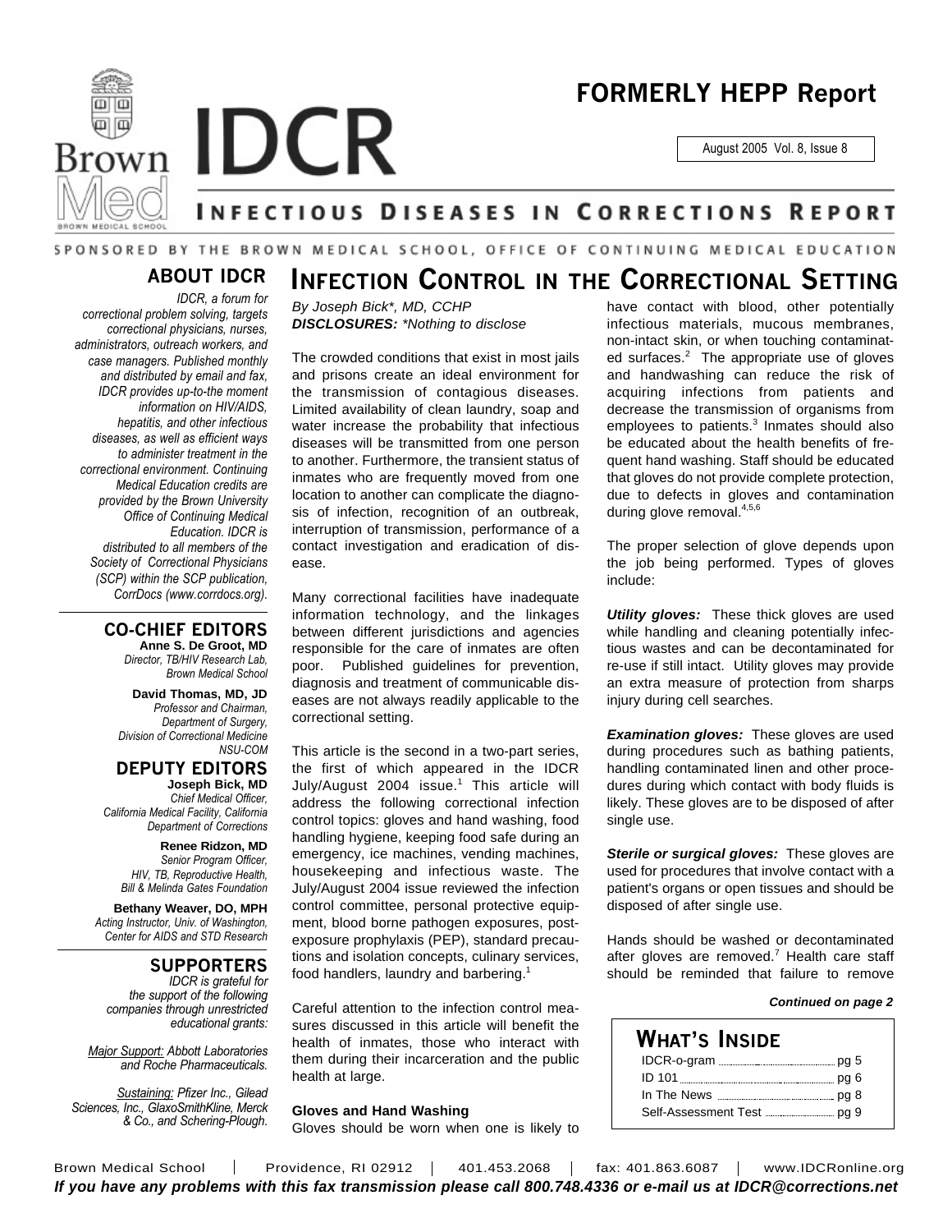# IDCR

## FORMERLY HEPP Report

August 2005 Vol. 8, Issue 8

**INFECTIOUS DISEASES IN CORRECTIONS REPORT**

SPONSORED BY THE BROWN MEDICAL SCHOOL, OFFICE OF CONTINUING MEDICAL EDUCATION

# INFECTION CONTROL IN THE CORRECTIONAL SETTING

*By Joseph Bick\*, MD, CCHP*
***DISCLOSURES:*** *\*Nothing to disclose*

The crowded conditions that exist in most jails and prisons create an ideal environment for the transmission of contagious diseases. Limited availability of clean laundry, soap and water increase the probability that infectious diseases will be transmitted from one person to another. Furthermore, the transient status of inmates who are frequently moved from one location to another can complicate the diagnosis of infection, recognition of an outbreak, interruption of transmission, performance of a contact investigation and eradication of disease.

Many correctional facilities have inadequate information technology, and the linkages between different jurisdictions and agencies responsible for the care of inmates are often poor. Published guidelines for prevention, diagnosis and treatment of communicable diseases are not always readily applicable to the correctional setting.

This article is the second in a two-part series, the first of which appeared in the IDCR July/August 2004 issue.[1] This article will address the following correctional infection control topics: gloves and hand washing, food handling hygiene, keeping food safe during an emergency, ice machines, vending machines, housekeeping and infectious waste. The July/August 2004 issue reviewed the infection control committee, personal protective equipment, blood borne pathogen exposures, post-exposure prophylaxis (PEP), standard precautions and isolation concepts, culinary services, food handlers, laundry and barbering.[1]

Careful attention to the infection control measures discussed in this article will benefit the health of inmates, those who interact with them during their incarceration and the public health at large.

**Gloves and Hand Washing**

Gloves should be worn when one is likely to have contact with blood, other potentially infectious materials, mucous membranes, non-intact skin, or when touching contaminated surfaces.[2] The appropriate use of gloves and handwashing can reduce the risk of acquiring infections from patients and decrease the transmission of organisms from employees to patients.[3] Inmates should also be educated about the health benefits of frequent hand washing. Staff should be educated that gloves do not provide complete protection, due to defects in gloves and contamination during glove removal.[4,5,6]

The proper selection of glove depends upon the job being performed. Types of gloves include:

***Utility gloves:*** These thick gloves are used while handling and cleaning potentially infectious wastes and can be decontaminated for re-use if still intact. Utility gloves may provide an extra measure of protection from sharps injury during cell searches.

***Examination gloves:*** These gloves are used during procedures such as bathing patients, handling contaminated linen and other procedures during which contact with body fluids is likely. These gloves are to be disposed of after single use.

***Sterile or surgical gloves:*** These gloves are used for procedures that involve contact with a patient's organs or open tissues and should be disposed of after single use.

Hands should be washed or decontaminated after gloves are removed.[7] Health care staff should be reminded that failure to remove

***Continued on page 2***

## ABOUT IDCR

*IDCR, a forum for correctional problem solving, targets correctional physicians, nurses, administrators, outreach workers, and case managers. Published monthly and distributed by email and fax, IDCR provides up-to-the moment information on HIV/AIDS, hepatitis, and other infectious diseases, as well as efficient ways to administer treatment in the correctional environment. Continuing Medical Education credits are provided by the Brown University Office of Continuing Medical Education. IDCR is distributed to all members of the Society of Correctional Physicians (SCP) within the SCP publication, CorrDocs (www.corrdocs.org).*

## CO-CHIEF EDITORS

**Anne S. De Groot, MD**
*Director, TB/HIV Research Lab, Brown Medical School*

**David Thomas, MD, JD**
*Professor and Chairman, Department of Surgery, Division of Correctional Medicine NSU-COM*

## DEPUTY EDITORS

**Joseph Bick, MD**
*Chief Medical Officer, California Medical Facility, California Department of Corrections*

**Renee Ridzon, MD**
*Senior Program Officer, HIV, TB, Reproductive Health, Bill & Melinda Gates Foundation*

**Bethany Weaver, DO, MPH**
*Acting Instructor, Univ. of Washington, Center for AIDS and STD Research*

## SUPPORTERS

*IDCR is grateful for the support of the following companies through unrestricted educational grants:*

*Major Support: Abbott Laboratories and Roche Pharmaceuticals.*

*Sustaining: Pfizer Inc., Gilead Sciences, Inc., GlaxoSmithKline, Merck & Co., and Schering-Plough.*

## WHAT'S INSIDE

| | |
|---|---|
| IDCR-o-gram | pg 5 |
| ID 101 | pg 6 |
| In The News | pg 8 |
| Self-Assessment Test | pg 9 |

Brown Medical School | Providence, RI 02912 | 401.453.2068 | fax: 401.863.6087 | www.IDCRonline.org

***If you have any problems with this fax transmission please call 800.748.4336 or e-mail us at IDCR@corrections.net***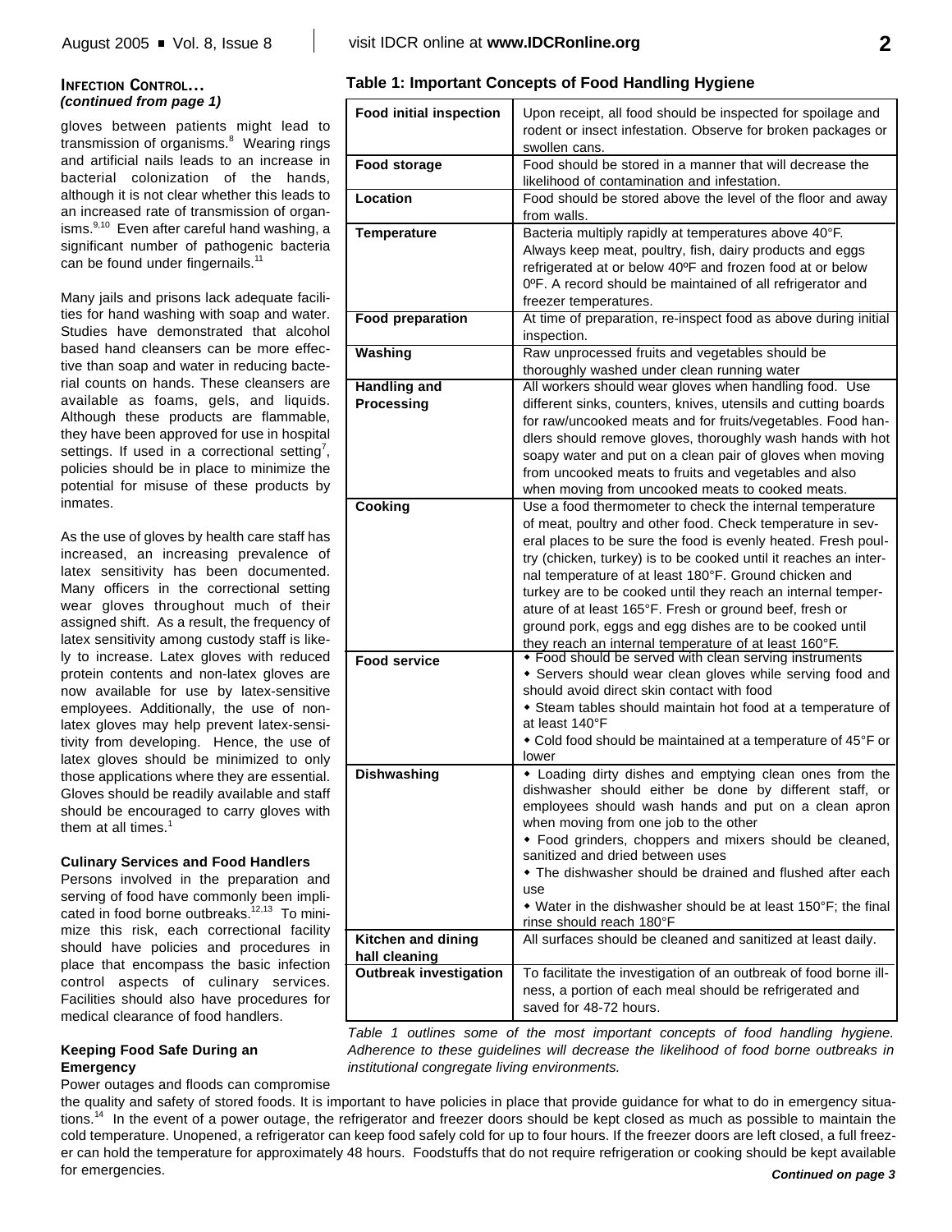### INFECTION CONTROL…
***(continued from page 1)***

gloves between patients might lead to transmission of organisms.[8] Wearing rings and artificial nails leads to an increase in bacterial colonization of the hands, although it is not clear whether this leads to an increased rate of transmission of organisms.[9,10] Even after careful hand washing, a significant number of pathogenic bacteria can be found under fingernails.[11]

Many jails and prisons lack adequate facilities for hand washing with soap and water. Studies have demonstrated that alcohol based hand cleansers can be more effective than soap and water in reducing bacterial counts on hands. These cleansers are available as foams, gels, and liquids. Although these products are flammable, they have been approved for use in hospital settings. If used in a correctional setting[7], policies should be in place to minimize the potential for misuse of these products by inmates.

As the use of gloves by health care staff has increased, an increasing prevalence of latex sensitivity has been documented. Many officers in the correctional setting wear gloves throughout much of their assigned shift. As a result, the frequency of latex sensitivity among custody staff is likely to increase. Latex gloves with reduced protein contents and non-latex gloves are now available for use by latex-sensitive employees. Additionally, the use of non-latex gloves may help prevent latex-sensitivity from developing. Hence, the use of latex gloves should be minimized to only those applications where they are essential. Gloves should be readily available and staff should be encouraged to carry gloves with them at all times.[1]

**Culinary Services and Food Handlers**

Persons involved in the preparation and serving of food have commonly been implicated in food borne outbreaks.[12,13] To minimize this risk, each correctional facility should have policies and procedures in place that encompass the basic infection control aspects of culinary services. Facilities should also have procedures for medical clearance of food handlers.

**Table 1: Important Concepts of Food Handling Hygiene**

| | |
|---|---|
| **Food initial inspection** | Upon receipt, all food should be inspected for spoilage and rodent or insect infestation. Observe for broken packages or swollen cans. |
| **Food storage** | Food should be stored in a manner that will decrease the likelihood of contamination and infestation. |
| **Location** | Food should be stored above the level of the floor and away from walls. |
| **Temperature** | Bacteria multiply rapidly at temperatures above 40°F. Always keep meat, poultry, fish, dairy products and eggs refrigerated at or below 40ºF and frozen food at or below 0ºF. A record should be maintained of all refrigerator and freezer temperatures. |
| **Food preparation** | At time of preparation, re-inspect food as above during initial inspection. |
| **Washing** | Raw unprocessed fruits and vegetables should be thoroughly washed under clean running water |
| **Handling and Processing** | All workers should wear gloves when handling food. Use different sinks, counters, knives, utensils and cutting boards for raw/uncooked meats and for fruits/vegetables. Food handlers should remove gloves, thoroughly wash hands with hot soapy water and put on a clean pair of gloves when moving from uncooked meats to fruits and vegetables and also when moving from uncooked meats to cooked meats. |
| **Cooking** | Use a food thermometer to check the internal temperature of meat, poultry and other food. Check temperature in several places to be sure the food is evenly heated. Fresh poultry (chicken, turkey) is to be cooked until it reaches an internal temperature of at least 180°F. Ground chicken and turkey are to be cooked until they reach an internal temperature of at least 165°F. Fresh or ground beef, fresh or ground pork, eggs and egg dishes are to be cooked until they reach an internal temperature of at least 160°F. |
| **Food service** | • Food should be served with clean serving instruments<br>• Servers should wear clean gloves while serving food and should avoid direct skin contact with food<br>• Steam tables should maintain hot food at a temperature of at least 140°F<br>• Cold food should be maintained at a temperature of 45°F or lower |
| **Dishwashing** | • Loading dirty dishes and emptying clean ones from the dishwasher should either be done by different staff, or employees should wash hands and put on a clean apron when moving from one job to the other<br>• Food grinders, choppers and mixers should be cleaned, sanitized and dried between uses<br>• The dishwasher should be drained and flushed after each use<br>• Water in the dishwasher should be at least 150°F; the final rinse should reach 180°F |
| **Kitchen and dining hall cleaning** | All surfaces should be cleaned and sanitized at least daily. |
| **Outbreak investigation** | To facilitate the investigation of an outbreak of food borne illness, a portion of each meal should be refrigerated and saved for 48-72 hours. |

*Table 1 outlines some of the most important concepts of food handling hygiene. Adherence to these guidelines will decrease the likelihood of food borne outbreaks in institutional congregate living environments.*

**Keeping Food Safe During an Emergency**

Power outages and floods can compromise the quality and safety of stored foods. It is important to have policies in place that provide guidance for what to do in emergency situations.[14] In the event of a power outage, the refrigerator and freezer doors should be kept closed as much as possible to maintain the cold temperature. Unopened, a refrigerator can keep food safely cold for up to four hours. If the freezer doors are left closed, a full freezer can hold the temperature for approximately 48 hours. Foodstuffs that do not require refrigeration or cooking should be kept available for emergencies.

***Continued on page 3***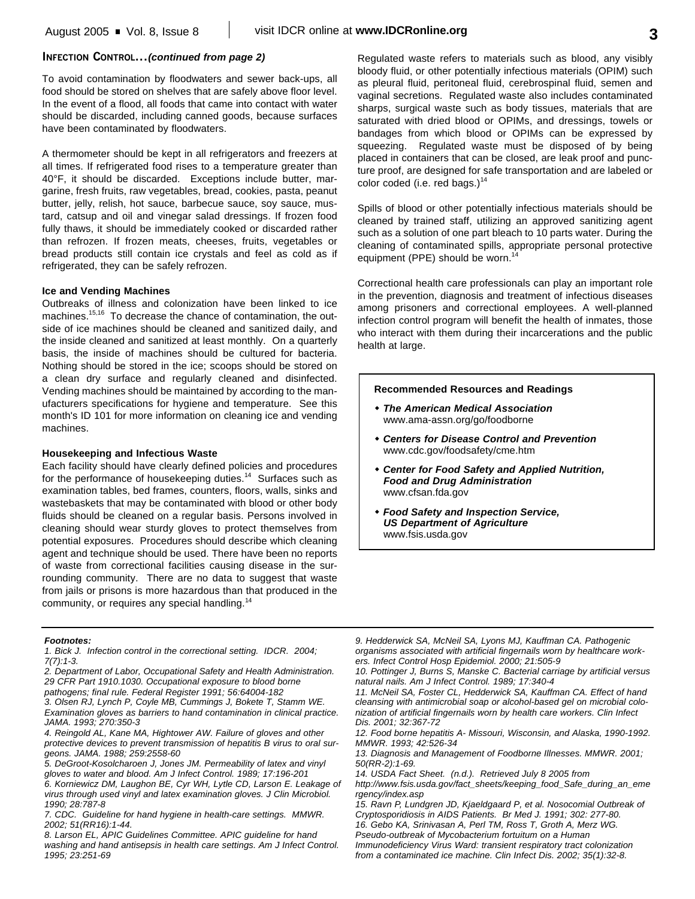**INFECTION CONTROL...*(continued from page 2)***

To avoid contamination by floodwaters and sewer back-ups, all food should be stored on shelves that are safely above floor level. In the event of a flood, all foods that came into contact with water should be discarded, including canned goods, because surfaces have been contaminated by floodwaters.

A thermometer should be kept in all refrigerators and freezers at all times. If refrigerated food rises to a temperature greater than 40°F, it should be discarded. Exceptions include butter, margarine, fresh fruits, raw vegetables, bread, cookies, pasta, peanut butter, jelly, relish, hot sauce, barbecue sauce, soy sauce, mustard, catsup and oil and vinegar salad dressings. If frozen food fully thaws, it should be immediately cooked or discarded rather than refrozen. If frozen meats, cheeses, fruits, vegetables or bread products still contain ice crystals and feel as cold as if refrigerated, they can be safely refrozen.

**Ice and Vending Machines**

Outbreaks of illness and colonization have been linked to ice machines.[15,16] To decrease the chance of contamination, the outside of ice machines should be cleaned and sanitized daily, and the inside cleaned and sanitized at least monthly. On a quarterly basis, the inside of machines should be cultured for bacteria. Nothing should be stored in the ice; scoops should be stored on a clean dry surface and regularly cleaned and disinfected. Vending machines should be maintained by according to the manufacturers specifications for hygiene and temperature. See this month's ID 101 for more information on cleaning ice and vending machines.

**Housekeeping and Infectious Waste**

Each facility should have clearly defined policies and procedures for the performance of housekeeping duties.[14] Surfaces such as examination tables, bed frames, counters, floors, walls, sinks and wastebaskets that may be contaminated with blood or other body fluids should be cleaned on a regular basis. Persons involved in cleaning should wear sturdy gloves to protect themselves from potential exposures. Procedures should describe which cleaning agent and technique should be used. There have been no reports of waste from correctional facilities causing disease in the surrounding community. There are no data to suggest that waste from jails or prisons is more hazardous than that produced in the community, or requires any special handling.[14]

Regulated waste refers to materials such as blood, any visibly bloody fluid, or other potentially infectious materials (OPIM) such as pleural fluid, peritoneal fluid, cerebrospinal fluid, semen and vaginal secretions. Regulated waste also includes contaminated sharps, surgical waste such as body tissues, materials that are saturated with dried blood or OPIMs, and dressings, towels or bandages from which blood or OPIMs can be expressed by squeezing. Regulated waste must be disposed of by being placed in containers that can be closed, are leak proof and puncture proof, are designed for safe transportation and are labeled or color coded (i.e. red bags.)[14]

Spills of blood or other potentially infectious materials should be cleaned by trained staff, utilizing an approved sanitizing agent such as a solution of one part bleach to 10 parts water. During the cleaning of contaminated spills, appropriate personal protective equipment (PPE) should be worn.[14]

Correctional health care professionals can play an important role in the prevention, diagnosis and treatment of infectious diseases among prisoners and correctional employees. A well-planned infection control program will benefit the health of inmates, those who interact with them during their incarcerations and the public health at large.

**Recommended Resources and Readings**

- ***The American Medical Association***
  www.ama-assn.org/go/foodborne
- ***Centers for Disease Control and Prevention***
  www.cdc.gov/foodsafety/cme.htm
- ***Center for Food Safety and Applied Nutrition, Food and Drug Administration***
  www.cfsan.fda.gov
- ***Food Safety and Inspection Service, US Department of Agriculture***
  www.fsis.usda.gov

***Footnotes:***

*1. Bick J. Infection control in the correctional setting. IDCR. 2004; 7(7):1-3.*

*2. Department of Labor, Occupational Safety and Health Administration. 29 CFR Part 1910.1030. Occupational exposure to blood borne pathogens; final rule. Federal Register 1991; 56:64004-182*

*3. Olsen RJ, Lynch P, Coyle MB, Cummings J, Bokete T, Stamm WE. Examination gloves as barriers to hand contamination in clinical practice. JAMA. 1993; 270:350-3*

*4. Reingold AL, Kane MA, Hightower AW. Failure of gloves and other protective devices to prevent transmission of hepatitis B virus to oral surgeons. JAMA. 1988; 259:2558-60*

*5. DeGroot-Kosolcharoen J, Jones JM. Permeability of latex and vinyl gloves to water and blood. Am J Infect Control. 1989; 17:196-201*

*6. Korniewicz DM, Laughon BE, Cyr WH, Lytle CD, Larson E. Leakage of virus through used vinyl and latex examination gloves. J Clin Microbiol. 1990; 28:787-8*

*7. CDC. Guideline for hand hygiene in health-care settings. MMWR. 2002; 51(RR16):1-44.*

*8. Larson EL, APIC Guidelines Committee. APIC guideline for hand washing and hand antisepsis in health care settings. Am J Infect Control. 1995; 23:251-69*

*9. Hedderwick SA, McNeil SA, Lyons MJ, Kauffman CA. Pathogenic organisms associated with artificial fingernails worn by healthcare workers. Infect Control Hosp Epidemiol. 2000; 21:505-9*

*10. Pottinger J, Burns S, Manske C. Bacterial carriage by artificial versus natural nails. Am J Infect Control. 1989; 17:340-4*

*11. McNeil SA, Foster CL, Hedderwick SA, Kauffman CA. Effect of hand cleansing with antimicrobial soap or alcohol-based gel on microbial colonization of artificial fingernails worn by health care workers. Clin Infect Dis. 2001; 32:367-72*

*12. Food borne hepatitis A- Missouri, Wisconsin, and Alaska, 1990-1992. MMWR. 1993; 42:526-34*

*13. Diagnosis and Management of Foodborne Illnesses. MMWR. 2001; 50(RR-2):1-69.*

*14. USDA Fact Sheet. (n.d.). Retrieved July 8 2005 from http://www.fsis.usda.gov/fact_sheets/keeping_food_Safe_during_an_emergency/index.asp*

*15. Ravn P, Lundgren JD, Kjaeldgaard P, et al. Nosocomial Outbreak of Cryptosporidiosis in AIDS Patients. Br Med J. 1991; 302: 277-80.*

*16. Gebo KA, Srinivasan A, Perl TM, Ross T, Groth A, Merz WG. Pseudo-outbreak of Mycobacterium fortuitum on a Human Immunodeficiency Virus Ward: transient respiratory tract colonization from a contaminated ice machine. Clin Infect Dis. 2002; 35(1):32-8.*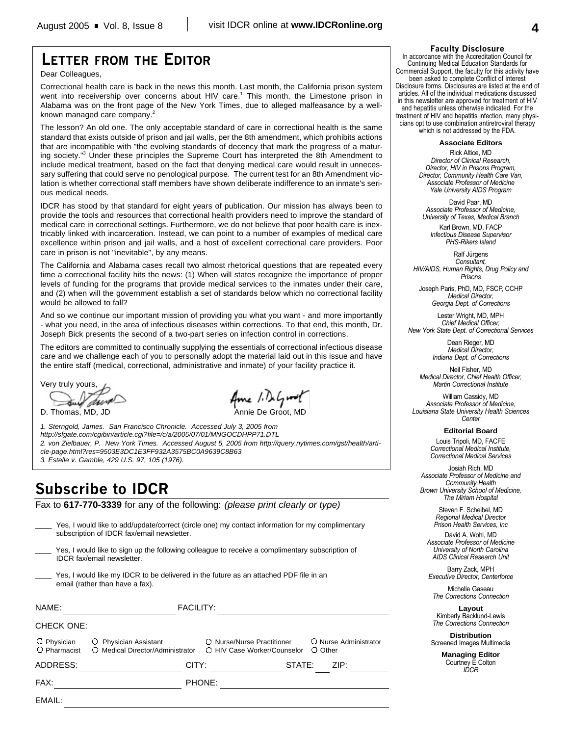## LETTER FROM THE EDITOR

Dear Colleagues,

Correctional health care is back in the news this month. Last month, the California prison system went into receivership over concerns about HIV care.[1] This month, the Limestone prison in Alabama was on the front page of the New York Times, due to alleged malfeasance by a well-known managed care company.[2]

The lesson? An old one. The only acceptable standard of care in correctional health is the same standard that exists outside of prison and jail walls, per the 8th amendment, which prohibits actions that are incompatible with "the evolving standards of decency that mark the progress of a maturing society."[3] Under these principles the Supreme Court has interpreted the 8th Amendment to include medical treatment, based on the fact that denying medical care would result in unnecessary suffering that could serve no penological purpose. The current test for an 8th Amendment violation is whether correctional staff members have shown deliberate indifference to an inmate's serious medical needs.

IDCR has stood by that standard for eight years of publication. Our mission has always been to provide the tools and resources that correctional health providers need to improve the standard of medical care in correctional settings. Furthermore, we do not believe that poor health care is inextricably linked with incarceration. Instead, we can point to a number of examples of medical care excellence within prison and jail walls, and a host of excellent correctional care providers. Poor care in prison is not "inevitable", by any means.

The California and Alabama cases recall two almost rhetorical questions that are repeated every time a correctional facility hits the news: (1) When will states recognize the importance of proper levels of funding for the programs that provide medical services to the inmates under their care, and (2) when will the government establish a set of standards below which no correctional facility would be allowed to fall?

And so we continue our important mission of providing you what you want - and more importantly - what you need, in the area of infectious diseases within corrections. To that end, this month, Dr. Joseph Bick presents the second of a two-part series on infection control in corrections.

The editors are committed to continually supplying the essentials of correctional infectious disease care and we challenge each of you to personally adopt the material laid out in this issue and have the entire staff (medical, correctional, administrative and inmate) of your facility practice it.

Very truly yours,

D. Thomas, MD, JD

Annie De Groot, MD

*1. Sterngold, James. San Francisco Chronicle. Accessed July 3, 2005 from http://sfgate.com/cgibin/article.cgi?file=/c/a/2005/07/01/MNGOCDHPP71.DTL*
*2. von Zielbauer, P. New York Times. Accessed August 5, 2005 from http://query.nytimes.com/gst/health/article-page.html?res=9503E3DC1E3FF932A3575BC0A9639C8B63*
*3. Estelle v. Gamble, 429 U.S. 97, 105 (1976).*

## Subscribe to IDCR

Fax to **617-770-3339** for any of the following: *(please print clearly or type)*

____ Yes, I would like to add/update/correct (circle one) my contact information for my complimentary subscription of IDCR fax/email newsletter.

____ Yes, I would like to sign up the following colleague to receive a complimentary subscription of IDCR fax/email newsletter.

____ Yes, I would like my IDCR to be delivered in the future as an attached PDF file in an email (rather than have a fax).

NAME: ______________ FACILITY: ______________

CHECK ONE:

○ Physician ○ Physician Assistant ○ Nurse/Nurse Practitioner ○ Nurse Administrator
○ Pharmacist ○ Medical Director/Administrator ○ HIV Case Worker/Counselor ○ Other

ADDRESS: ______________ CITY: ______________ STATE: ____ ZIP: ______

FAX: ______________ PHONE: ______________

EMAIL: ______________

### Faculty Disclosure

In accordance with the Accreditation Council for Continuing Medical Education Standards for Commercial Support, the faculty for this activity have been asked to complete Conflict of Interest Disclosure forms. Disclosures are listed at the end of articles. All of the individual medications discussed in this newsletter are approved for treatment of HIV and hepatitis unless otherwise indicated. For the treatment of HIV and hepatitis infection, many physicians opt to use combination antiretroviral therapy which is not addressed by the FDA.

**Associate Editors**

Rick Altice, MD
*Director of Clinical Research, Director, HIV in Prisons Program, Director, Community Health Care Van, Associate Professor of Medicine Yale University AIDS Program*

David Paar, MD
*Associate Professor of Medicine, University of Texas, Medical Branch*

Karl Brown, MD, FACP
*Infectious Disease Supervisor PHS-Rikers Island*

Ralf Jürgens
*Consultant, HIV/AIDS, Human Rights, Drug Policy and Prisons*

Joseph Paris, PhD, MD, FSCP, CCHP
*Medical Director, Georgia Dept. of Corrections*

Lester Wright, MD, MPH
*Chief Medical Officer, New York State Dept. of Correctional Services*

Dean Rieger, MD
*Medical Director, Indiana Dept. of Corrections*

Neil Fisher, MD
*Medical Director, Chief Health Officer, Martin Correctional Institute*

William Cassidy, MD
*Associate Professor of Medicine, Louisiana State University Health Sciences Center*

**Editorial Board**

Louis Tripoli, MD, FACFE
*Correctional Medical Institute, Correctional Medical Services*

Josiah Rich, MD
*Associate Professor of Medicine and Community Health Brown University School of Medicine, The Miriam Hospital*

Steven F. Scheibel, MD
*Regional Medical Director Prison Health Services, Inc*

David A. Wohl, MD
*Associate Professor of Medicine University of North Carolina AIDS Clinical Research Unit*

Barry Zack, MPH
*Executive Director, Centerforce*

Michelle Gaseau
*The Corrections Connection*

**Layout**
Kimberly Backlund-Lewis
*The Corrections Connection*

**Distribution**
Screened Images Multimedia

**Managing Editor**
Courtney E Colton
*IDCR*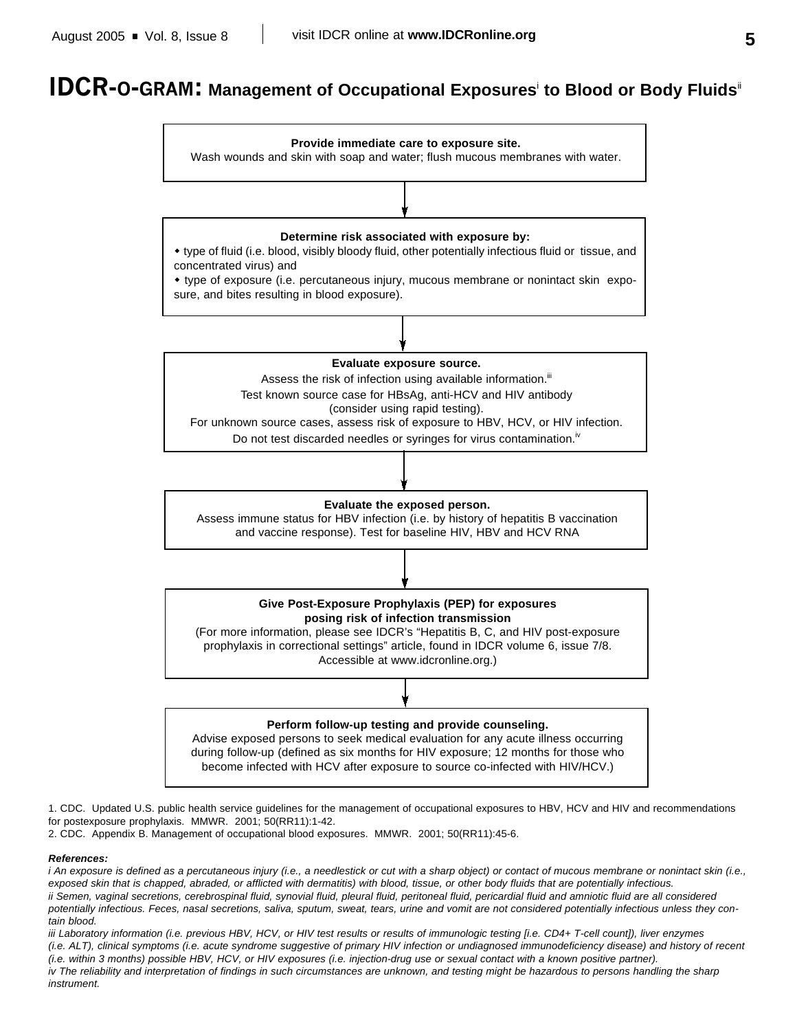# IDCR-O-GRAM: Management of Occupational Exposures[i] to Blood or Body Fluids[ii]

**Provide immediate care to exposure site.**
Wash wounds and skin with soap and water; flush mucous membranes with water.

↓

**Determine risk associated with exposure by:**
- type of fluid (i.e. blood, visibly bloody fluid, other potentially infectious fluid or tissue, and concentrated virus) and
- type of exposure (i.e. percutaneous injury, mucous membrane or nonintact skin exposure, and bites resulting in blood exposure).

↓

**Evaluate exposure source.**
Assess the risk of infection using available information.[iii]
Test known source case for HBsAg, anti-HCV and HIV antibody (consider using rapid testing).
For unknown source cases, assess risk of exposure to HBV, HCV, or HIV infection.
Do not test discarded needles or syringes for virus contamination.[iv]

↓

**Evaluate the exposed person.**
Assess immune status for HBV infection (i.e. by history of hepatitis B vaccination and vaccine response). Test for baseline HIV, HBV and HCV RNA

↓

**Give Post-Exposure Prophylaxis (PEP) for exposures posing risk of infection transmission**
(For more information, please see IDCR's "Hepatitis B, C, and HIV post-exposure prophylaxis in correctional settings" article, found in IDCR volume 6, issue 7/8. Accessible at www.idcronline.org.)

↓

**Perform follow-up testing and provide counseling.**
Advise exposed persons to seek medical evaluation for any acute illness occurring during follow-up (defined as six months for HIV exposure; 12 months for those who become infected with HCV after exposure to source co-infected with HIV/HCV.)

1. CDC. Updated U.S. public health service guidelines for the management of occupational exposures to HBV, HCV and HIV and recommendations for postexposure prophylaxis. MMWR. 2001; 50(RR11):1-42.
2. CDC. Appendix B. Management of occupational blood exposures. MMWR. 2001; 50(RR11):45-6.

***References:***

*i An exposure is defined as a percutaneous injury (i.e., a needlestick or cut with a sharp object) or contact of mucous membrane or nonintact skin (i.e., exposed skin that is chapped, abraded, or afflicted with dermatitis) with blood, tissue, or other body fluids that are potentially infectious.*

*ii Semen, vaginal secretions, cerebrospinal fluid, synovial fluid, pleural fluid, peritoneal fluid, pericardial fluid and amniotic fluid are all considered potentially infectious. Feces, nasal secretions, saliva, sputum, sweat, tears, urine and vomit are not considered potentially infectious unless they contain blood.*

*iii Laboratory information (i.e. previous HBV, HCV, or HIV test results or results of immunologic testing [i.e. CD4+ T-cell count]), liver enzymes (i.e. ALT), clinical symptoms (i.e. acute syndrome suggestive of primary HIV infection or undiagnosed immunodeficiency disease) and history of recent (i.e. within 3 months) possible HBV, HCV, or HIV exposures (i.e. injection-drug use or sexual contact with a known positive partner).*

*iv The reliability and interpretation of findings in such circumstances are unknown, and testing might be hazardous to persons handling the sharp instrument.*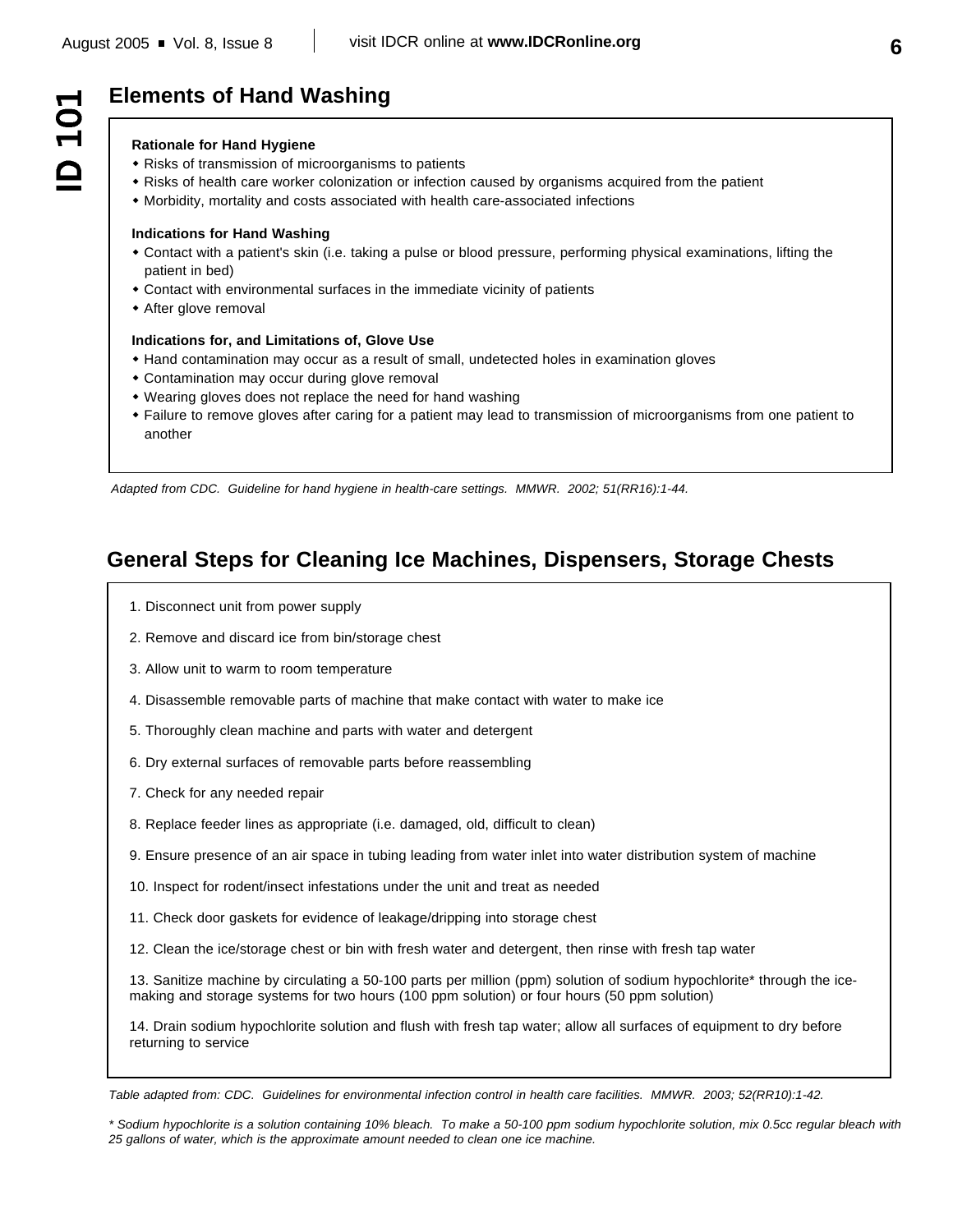## Elements of Hand Washing

**Rationale for Hand Hygiene**

- Risks of transmission of microorganisms to patients
- Risks of health care worker colonization or infection caused by organisms acquired from the patient
- Morbidity, mortality and costs associated with health care-associated infections

**Indications for Hand Washing**

- Contact with a patient's skin (i.e. taking a pulse or blood pressure, performing physical examinations, lifting the patient in bed)
- Contact with environmental surfaces in the immediate vicinity of patients
- After glove removal

**Indications for, and Limitations of, Glove Use**

- Hand contamination may occur as a result of small, undetected holes in examination gloves
- Contamination may occur during glove removal
- Wearing gloves does not replace the need for hand washing
- Failure to remove gloves after caring for a patient may lead to transmission of microorganisms from one patient to another

*Adapted from CDC. Guideline for hand hygiene in health-care settings. MMWR. 2002; 51(RR16):1-44.*

## General Steps for Cleaning Ice Machines, Dispensers, Storage Chests

1. Disconnect unit from power supply
2. Remove and discard ice from bin/storage chest
3. Allow unit to warm to room temperature
4. Disassemble removable parts of machine that make contact with water to make ice
5. Thoroughly clean machine and parts with water and detergent
6. Dry external surfaces of removable parts before reassembling
7. Check for any needed repair
8. Replace feeder lines as appropriate (i.e. damaged, old, difficult to clean)
9. Ensure presence of an air space in tubing leading from water inlet into water distribution system of machine
10. Inspect for rodent/insect infestations under the unit and treat as needed
11. Check door gaskets for evidence of leakage/dripping into storage chest
12. Clean the ice/storage chest or bin with fresh water and detergent, then rinse with fresh tap water
13. Sanitize machine by circulating a 50-100 parts per million (ppm) solution of sodium hypochlorite* through the ice-making and storage systems for two hours (100 ppm solution) or four hours (50 ppm solution)
14. Drain sodium hypochlorite solution and flush with fresh tap water; allow all surfaces of equipment to dry before returning to service

*Table adapted from: CDC. Guidelines for environmental infection control in health care facilities. MMWR. 2003; 52(RR10):1-42.*

*\* Sodium hypochlorite is a solution containing 10% bleach. To make a 50-100 ppm sodium hypochlorite solution, mix 0.5cc regular bleach with 25 gallons of water, which is the approximate amount needed to clean one ice machine.*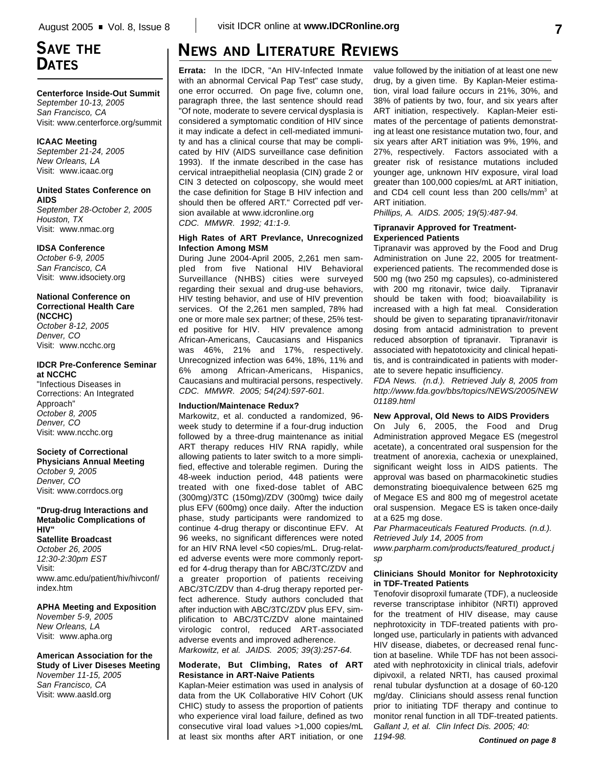## Save the Dates

**Centerforce Inside-Out Summit**
*September 10-13, 2005*
*San Francisco, CA*
Visit: www.centerforce.org/summit

**ICAAC Meeting**
*September 21-24, 2005*
*New Orleans, LA*
Visit: www.icaac.org

**United States Conference on AIDS**
*September 28-October 2, 2005*
*Houston, TX*
Visit: www.nmac.org

**IDSA Conference**
*October 6-9, 2005*
*San Francisco, CA*
Visit: www.idsociety.org

**National Conference on Correctional Health Care (NCCHC)**
*October 8-12, 2005*
*Denver, CO*
Visit: www.ncchc.org

**IDCR Pre-Conference Seminar at NCCHC**
"Infectious Diseases in Corrections: An Integrated Approach"
*October 8, 2005*
*Denver, CO*
Visit: www.ncchc.org

**Society of Correctional Physicians Annual Meeting**
*October 9, 2005*
*Denver, CO*
Visit: www.corrdocs.org

**"Drug-drug Interactions and Metabolic Complications of HIV"**
**Satellite Broadcast**
*October 26, 2005*
*12:30-2:30pm EST*
Visit: www.amc.edu/patient/hiv/hivconf/index.htm

**APHA Meeting and Exposition**
*November 5-9, 2005*
*New Orleans, LA*
Visit: www.apha.org

**American Association for the Study of Liver Diseases Meeting**
*November 11-15, 2005*
*San Francisco, CA*
Visit: www.aasld.org

## News and Literature Reviews

**Errata:** In the IDCR, "An HIV-Infected Inmate with an abnormal Cervical Pap Test" case study, one error occurred. On page five, column one, paragraph three, the last sentence should read "Of note, moderate to severe cervical dysplasia is considered a symptomatic condition of HIV since it may indicate a defect in cell-mediated immunity and has a clinical course that may be complicated by HIV (AIDS surveillance case definition 1993). If the inmate described in the case has cervical intraepithelial neoplasia (CIN) grade 2 or CIN 3 detected on colposcopy, she would meet the case definition for Stage B HIV infection and should then be offered ART." Corrected pdf version available at www.idcronline.org
*CDC. MMWR. 1992; 41:1-9.*

**High Rates of ART Prevlance, Unrecognized Infection Among MSM**
During June 2004-April 2005, 2,261 men sampled from five National HIV Behavioral Surveillance (NHBS) cities were surveyed regarding their sexual and drug-use behaviors, HIV testing behavior, and use of HIV prevention services. Of the 2,261 men sampled, 78% had one or more male sex partner; of these, 25% tested positive for HIV. HIV prevalence among African-Americans, Caucasians and Hispanics was 46%, 21% and 17%, respectively. Unrecognized infection was 64%, 18%, 11% and 6% among African-Americans, Hispanics, Caucasians and multiracial persons, respectively.
*CDC. MMWR. 2005; 54(24):597-601.*

**Induction/Maintenace Redux?**
Markowitz, et al. conducted a randomized, 96-week study to determine if a four-drug induction followed by a three-drug maintenance as initial ART therapy reduces HIV RNA rapidly, while allowing patients to later switch to a more simplified, effective and tolerable regimen. During the 48-week induction period, 448 patients were treated with one fixed-dose tablet of ABC (300mg)/3TC (150mg)/ZDV (300mg) twice daily plus EFV (600mg) once daily. After the induction phase, study participants were randomized to continue 4-drug therapy or discontinue EFV. At 96 weeks, no significant differences were noted for an HIV RNA level <50 copies/mL. Drug-related adverse events were more commonly reported for 4-drug therapy than for ABC/3TC/ZDV and a greater proportion of patients receiving ABC/3TC/ZDV than 4-drug therapy reported perfect adherence. Study authors concluded that after induction with ABC/3TC/ZDV plus EFV, simplification to ABC/3TC/ZDV alone maintained virologic control, reduced ART-associated adverse events and improved adherence.
*Markowitz, et al. JAIDS. 2005; 39(3):257-64.*

**Moderate, But Climbing, Rates of ART Resistance in ART-Naive Patients**
Kaplan-Meier estimation was used in analysis of data from the UK Collaborative HIV Cohort (UK CHIC) study to assess the proportion of patients who experience viral load failure, defined as two consecutive viral load values >1,000 copies/mL at least six months after ART initiation, or one value followed by the initiation of at least one new drug, by a given time. By Kaplan-Meier estimation, viral load failure occurs in 21%, 30%, and 38% of patients by two, four, and six years after ART initiation, respectively. Kaplan-Meier estimates of the percentage of patients demonstrating at least one resistance mutation two, four, and six years after ART initiation was 9%, 19%, and 27%, respectively. Factors associated with a greater risk of resistance mutations included younger age, unknown HIV exposure, viral load greater than 100,000 copies/mL at ART initiation, and CD4 cell count less than 200 cells/mm$^3$ at ART initiation.
*Phillips, A. AIDS. 2005; 19(5):487-94.*

**Tipranavir Approved for Treatment-Experienced Patients**
Tipranavir was approved by the Food and Drug Administration on June 22, 2005 for treatment-experienced patients. The recommended dose is 500 mg (two 250 mg capsules), co-administered with 200 mg ritonavir, twice daily. Tipranavir should be taken with food; bioavailability is increased with a high fat meal. Consideration should be given to separating tipranavir/ritonavir dosing from antacid administration to prevent reduced absorption of tipranavir. Tipranavir is associated with hepatotoxicity and clinical hepatitis, and is contraindicated in patients with moderate to severe hepatic insufficiency.
*FDA News. (n.d.). Retrieved July 8, 2005 from http://www.fda.gov/bbs/topics/NEWS/2005/NEW01189.html*

**New Approval, Old News to AIDS Providers**
On July 6, 2005, the Food and Drug Administration approved Megace ES (megestrol acetate), a concentrated oral suspension for the treatment of anorexia, cachexia or unexplained, significant weight loss in AIDS patients. The approval was based on pharmacokinetic studies demonstrating bioequivalence between 625 mg of Megace ES and 800 mg of megestrol acetate oral suspension. Megace ES is taken once-daily at a 625 mg dose.
*Par Pharmaceuticals Featured Products. (n.d.). Retrieved July 14, 2005 from www.parpharm.com/products/featured_product.jsp*

**Clinicians Should Monitor for Nephrotoxicity in TDF-Treated Patients**
Tenofovir disoproxil fumarate (TDF), a nucleoside reverse transcriptase inhibitor (NRTI) approved for the treatment of HIV disease, may cause nephrotoxicity in TDF-treated patients with prolonged use, particularly in patients with advanced HIV disease, diabetes, or decreased renal function at baseline. While TDF has not been associated with nephrotoxicity in clinical trials, adefovir dipivoxil, a related NRTI, has caused proximal renal tubular dysfunction at a dosage of 60-120 mg/day. Clinicians should assess renal function prior to initiating TDF therapy and continue to monitor renal function in all TDF-treated patients.
*Gallant J, et al. Clin Infect Dis. 2005; 40: 1194-98.*

***Continued on page 8***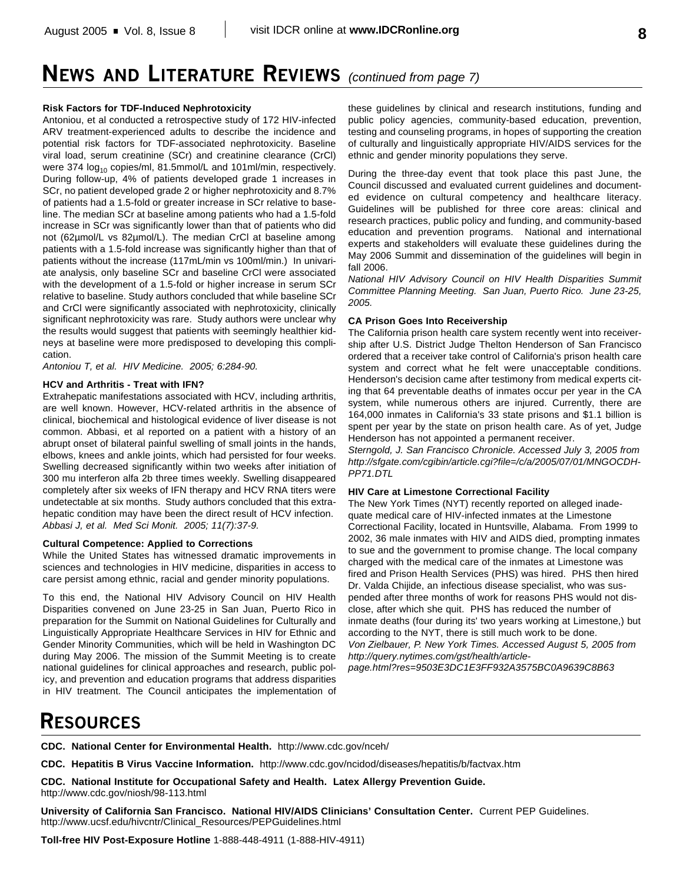# NEWS AND LITERATURE REVIEWS *(continued from page 7)*

**Risk Factors for TDF-Induced Nephrotoxicity**

Antoniou, et al conducted a retrospective study of 172 HIV-infected ARV treatment-experienced adults to describe the incidence and potential risk factors for TDF-associated nephrotoxicity. Baseline viral load, serum creatinine (SCr) and creatinine clearance (CrCl) were 374 $\log_{10}$ copies/ml, 81.5mmol/L and 101ml/min, respectively. During follow-up, 4% of patients developed grade 1 increases in SCr, no patient developed grade 2 or higher nephrotoxicity and 8.7% of patients had a 1.5-fold or greater increase in SCr relative to baseline. The median SCr at baseline among patients who had a 1.5-fold increase in SCr was significantly lower than that of patients who did not (62µmol/L vs 82µmol/L). The median CrCl at baseline among patients with a 1.5-fold increase was significantly higher than that of patients without the increase (117mL/min vs 100ml/min.) In univariate analysis, only baseline SCr and baseline CrCl were associated with the development of a 1.5-fold or higher increase in serum SCr relative to baseline. Study authors concluded that while baseline SCr and CrCl were significantly associated with nephrotoxicity, clinically significant nephrotoxicity was rare. Study authors were unclear why the results would suggest that patients with seemingly healthier kidneys at baseline were more predisposed to developing this complication.

*Antoniou T, et al. HIV Medicine. 2005; 6:284-90.*

**HCV and Arthritis - Treat with IFN?**

Extrahepatic manifestations associated with HCV, including arthritis, are well known. However, HCV-related arthritis in the absence of clinical, biochemical and histological evidence of liver disease is not common. Abbasi, et al reported on a patient with a history of an abrupt onset of bilateral painful swelling of small joints in the hands, elbows, knees and ankle joints, which had persisted for four weeks. Swelling decreased significantly within two weeks after initiation of 300 mu interferon alfa 2b three times weekly. Swelling disappeared completely after six weeks of IFN therapy and HCV RNA titers were undetectable at six months. Study authors concluded that this extrahepatic condition may have been the direct result of HCV infection.

*Abbasi J, et al. Med Sci Monit. 2005; 11(7):37-9.*

**Cultural Competence: Applied to Corrections**

While the United States has witnessed dramatic improvements in sciences and technologies in HIV medicine, disparities in access to care persist among ethnic, racial and gender minority populations.

To this end, the National HIV Advisory Council on HIV Health Disparities convened on June 23-25 in San Juan, Puerto Rico in preparation for the Summit on National Guidelines for Culturally and Linguistically Appropriate Healthcare Services in HIV for Ethnic and Gender Minority Communities, which will be held in Washington DC during May 2006. The mission of the Summit Meeting is to create national guidelines for clinical approaches and research, public policy, and prevention and education programs that address disparities in HIV treatment. The Council anticipates the implementation of these guidelines by clinical and research institutions, funding and public policy agencies, community-based education, prevention, testing and counseling programs, in hopes of supporting the creation of culturally and linguistically appropriate HIV/AIDS services for the ethnic and gender minority populations they serve.

During the three-day event that took place this past June, the Council discussed and evaluated current guidelines and documented evidence on cultural competency and healthcare literacy. Guidelines will be published for three core areas: clinical and research practices, public policy and funding, and community-based education and prevention programs. National and international experts and stakeholders will evaluate these guidelines during the May 2006 Summit and dissemination of the guidelines will begin in fall 2006.

*National HIV Advisory Council on HIV Health Disparities Summit Committee Planning Meeting. San Juan, Puerto Rico. June 23-25, 2005.*

**CA Prison Goes Into Receivership**

The California prison health care system recently went into receivership after U.S. District Judge Thelton Henderson of San Francisco ordered that a receiver take control of California's prison health care system and correct what he felt were unacceptable conditions. Henderson's decision came after testimony from medical experts citing that 64 preventable deaths of inmates occur per year in the CA system, while numerous others are injured. Currently, there are 164,000 inmates in California's 33 state prisons and $1.1 billion is spent per year by the state on prison health care. As of yet, Judge Henderson has not appointed a permanent receiver.

*Sterngold, J. San Francisco Chronicle. Accessed July 3, 2005 from http://sfgate.com/cgibin/article.cgi?file=/c/a/2005/07/01/MNGOCDH-PP71.DTL*

**HIV Care at Limestone Correctional Facility**

The New York Times (NYT) recently reported on alleged inadequate medical care of HIV-infected inmates at the Limestone Correctional Facility, located in Huntsville, Alabama. From 1999 to 2002, 36 male inmates with HIV and AIDS died, prompting inmates to sue and the government to promise change. The local company charged with the medical care of the inmates at Limestone was fired and Prison Health Services (PHS) was hired. PHS then hired Dr. Valda Chijide, an infectious disease specialist, who was suspended after three months of work for reasons PHS would not disclose, after which she quit. PHS has reduced the number of inmate deaths (four during its' two years working at Limestone,) but according to the NYT, there is still much work to be done.

*Von Zielbauer, P. New York Times. Accessed August 5, 2005 from http://query.nytimes.com/gst/health/article-page.html?res=9503E3DC1E3FF932A3575BC0A9639C8B63*

# RESOURCES

**CDC. National Center for Environmental Health.** http://www.cdc.gov/nceh/

**CDC. Hepatitis B Virus Vaccine Information.** http://www.cdc.gov/ncidod/diseases/hepatitis/b/factvax.htm

**CDC. National Institute for Occupational Safety and Health. Latex Allergy Prevention Guide.** http://www.cdc.gov/niosh/98-113.html

**University of California San Francisco. National HIV/AIDS Clinicians' Consultation Center.** Current PEP Guidelines. http://www.ucsf.edu/hivcntr/Clinical_Resources/PEPGuidelines.html

**Toll-free HIV Post-Exposure Hotline** 1-888-448-4911 (1-888-HIV-4911)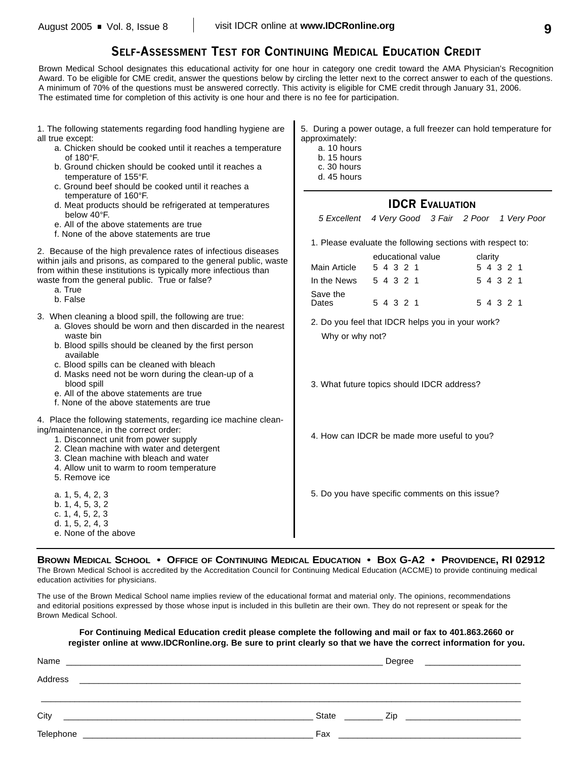# Self-Assessment Test for Continuing Medical Education Credit

Brown Medical School designates this educational activity for one hour in category one credit toward the AMA Physician's Recognition Award. To be eligible for CME credit, answer the questions below by circling the letter next to the correct answer to each of the questions. A minimum of 70% of the questions must be answered correctly. This activity is eligible for CME credit through January 31, 2006. The estimated time for completion of this activity is one hour and there is no fee for participation.

1. The following statements regarding food handling hygiene are all true except:
   - a. Chicken should be cooked until it reaches a temperature of 180°F.
   - b. Ground chicken should be cooked until it reaches a temperature of 155°F.
   - c. Ground beef should be cooked until it reaches a temperature of 160°F.
   - d. Meat products should be refrigerated at temperatures below 40°F.
   - e. All of the above statements are true
   - f. None of the above statements are true

2. Because of the high prevalence rates of infectious diseases within jails and prisons, as compared to the general public, waste from within these institutions is typically more infectious than waste from the general public. True or false?
   - a. True
   - b. False

3. When cleaning a blood spill, the following are true:
   - a. Gloves should be worn and then discarded in the nearest waste bin
   - b. Blood spills should be cleaned by the first person available
   - c. Blood spills can be cleaned with bleach
   - d. Masks need not be worn during the clean-up of a blood spill
   - e. All of the above statements are true
   - f. None of the above statements are true

4. Place the following statements, regarding ice machine cleaning/maintenance, in the correct order:
   1. Disconnect unit from power supply
   2. Clean machine with water and detergent
   3. Clean machine with bleach and water
   4. Allow unit to warm to room temperature
   5. Remove ice

   - a. 1, 5, 4, 2, 3
   - b. 1, 4, 5, 3, 2
   - c. 1, 4, 5, 2, 3
   - d. 1, 5, 2, 4, 3
   - e. None of the above

5. During a power outage, a full freezer can hold temperature for approximately:
   - a. 10 hours
   - b. 15 hours
   - c. 30 hours
   - d. 45 hours

## IDCR Evaluation

*5 Excellent 4 Very Good 3 Fair 2 Poor 1 Very Poor*

1. Please evaluate the following sections with respect to:

| | educational value | clarity |
|---|---|---|
| Main Article | 5 4 3 2 1 | 5 4 3 2 1 |
| In the News | 5 4 3 2 1 | 5 4 3 2 1 |
| Save the Dates | 5 4 3 2 1 | 5 4 3 2 1 |

2. Do you feel that IDCR helps you in your work?
   Why or why not?

3. What future topics should IDCR address?

4. How can IDCR be made more useful to you?

5. Do you have specific comments on this issue?

**Brown Medical School • Office of Continuing Medical Education • Box G-A2 • Providence, RI 02912**

The Brown Medical School is accredited by the Accreditation Council for Continuing Medical Education (ACCME) to provide continuing medical education activities for physicians.

The use of the Brown Medical School name implies review of the educational format and material only. The opinions, recommendations and editorial positions expressed by those whose input is included in this bulletin are their own. They do not represent or speak for the Brown Medical School.

**For Continuing Medical Education credit please complete the following and mail or fax to 401.863.2660 or register online at www.IDCRonline.org. Be sure to print clearly so that we have the correct information for you.**

Name ______________________________ Degree ______________

Address ________________________________________________

________________________________________________________

City ______________________ State ________ Zip ______________

Telephone _________________________ Fax ____________________